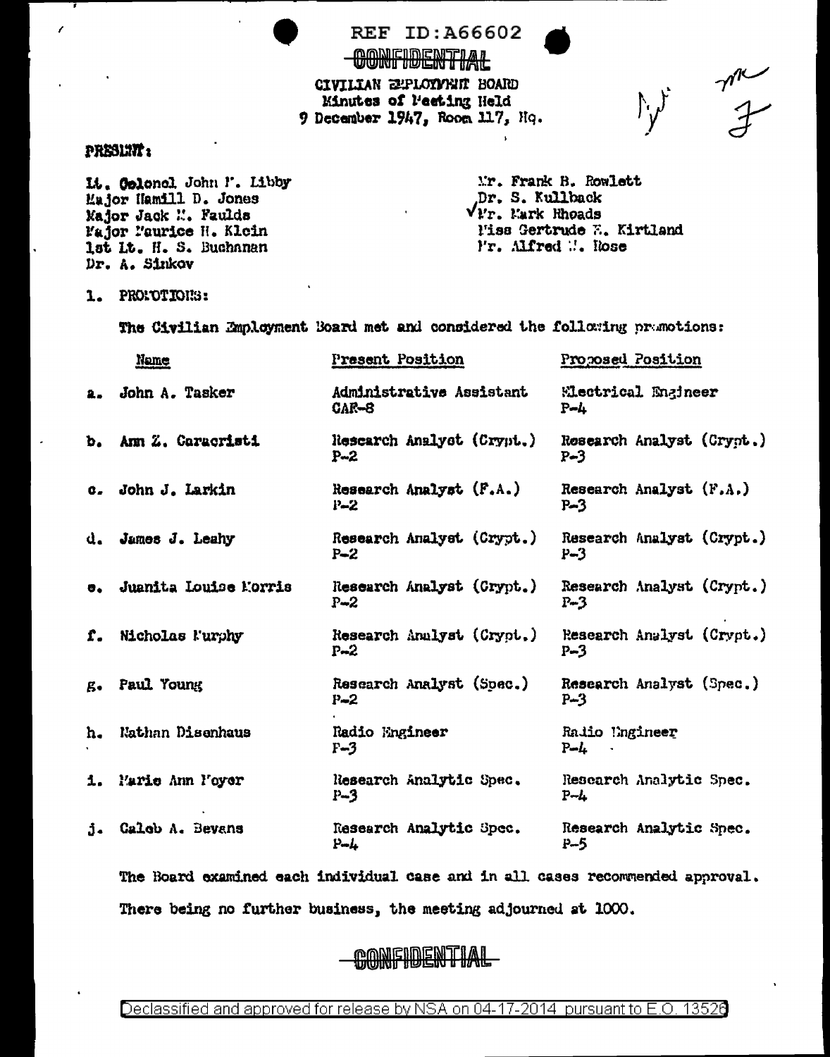REF ID:A66602

CONFIDENTIAL

CIVILIAN EMPLOYMENT BOARD
Minutes of Meeting Held
9 December 1947, Room 117, Hq.

PRESENT:

Lt. Colonel John P. Libby
Major Hamill D. Jones
Major Jack M. Faulds
Major Maurice H. Klein
1st Lt. H. S. Buchanan
Dr. A. Sinkov

Mr. Frank B. Rowlett
Dr. S. Kullback
Mr. Mark Rhoads
Miss Gertrude E. Kirtland
Mr. Alfred W. Rose

1. PROMOTIONS:

The Civilian Employment Board met and considered the following promotions:

| | Name | Present Position | Proposed Position |
|---|---|---|---|
| a. | John A. Tasker | Administrative Assistant CAF-8 | Electrical Engineer P-4 |
| b. | Ann Z. Caracristi | Research Analyst (Crypt.) P-2 | Research Analyst (Crypt.) P-3 |
| c. | John J. Larkin | Research Analyst (F.A.) P-2 | Research Analyst (F.A.) P-3 |
| d. | James J. Leahy | Research Analyst (Crypt.) P-2 | Research Analyst (Crypt.) P-3 |
| e. | Juanita Louise Morris | Research Analyst (Crypt.) P-2 | Research Analyst (Crypt.) P-3 |
| f. | Nicholas Murphy | Research Analyst (Crypt.) P-2 | Research Analyst (Crypt.) P-3 |
| g. | Paul Young | Research Analyst (Spec.) P-2 | Research Analyst (Spec.) P-3 |
| h. | Nathan Disenhaus | Radio Engineer P-3 | Radio Engineer P-4 |
| i. | Marie Ann Moyer | Research Analytic Spec. P-3 | Research Analytic Spec. P-4 |
| j. | Caleb A. Bevans | Research Analytic Spec. P-4 | Research Analytic Spec. P-5 |

The Board examined each individual case and in all cases recommended approval.

There being no further business, the meeting adjourned at 1000.

CONFIDENTIAL

Declassified and approved for release by NSA on 04-17-2014 pursuant to E.O. 13526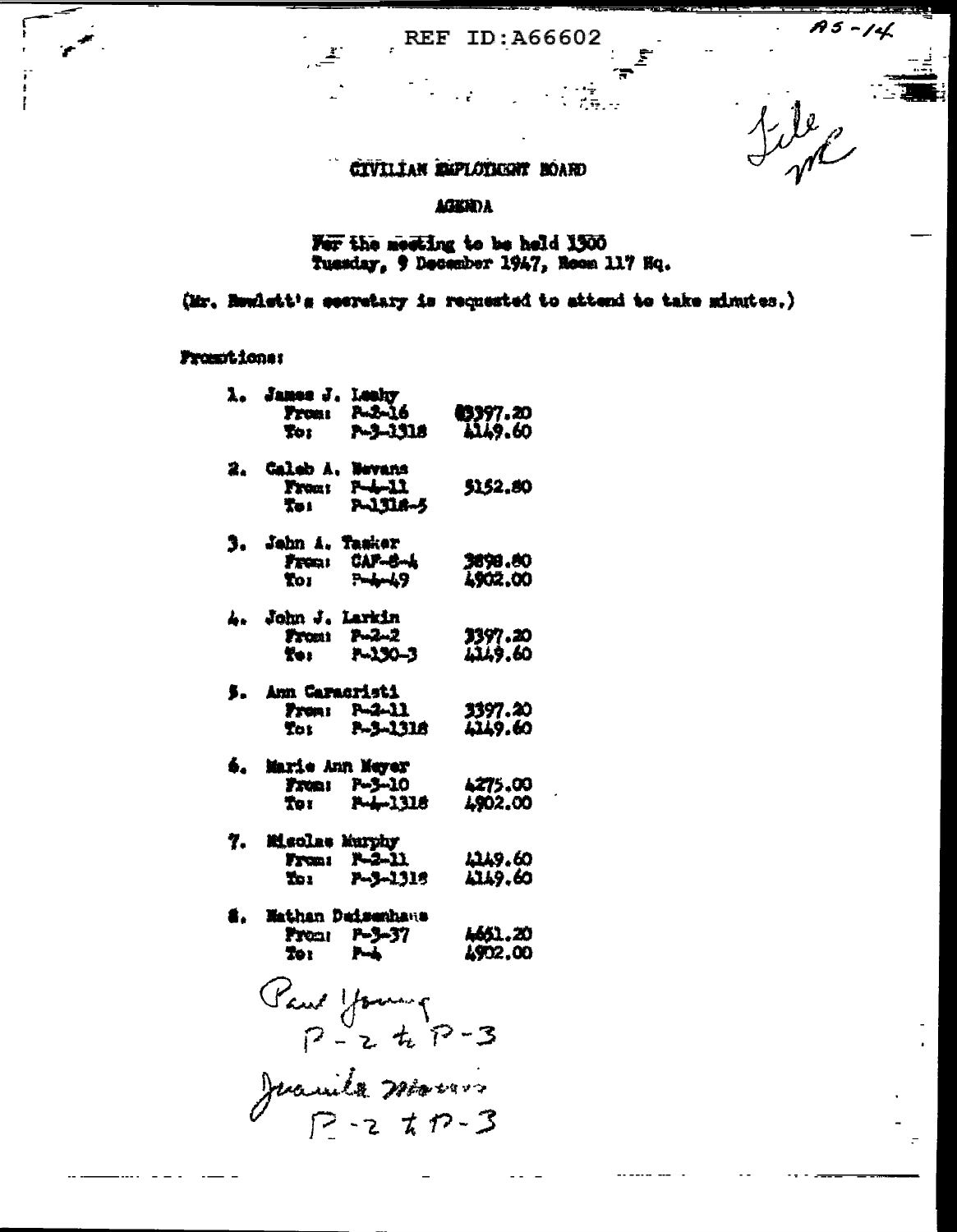REF ID:A66602

A5-14

File
ml

# CIVILIAN EMPLOYMENT BOARD

## AGENDA

For the meeting to be held 1500
Tuesday, 9 December 1947, Room 117 Hq.

(Mr. Rowlett's secretary is requested to attend to take minutes.)

Promotions:

1. James J. Leahy
   From: P-2-16 $3397.20
   To: P-3-1318 4149.60

2. Caleb A. Nevans
   From: P-4-11 5152.80
   To: P-1318-5

3. John A. Tasker
   From: CAF-8-4 3898.80
   To: P-4-49 4902.00

4. John J. Larkin
   From: P-2-2 3397.20
   To: P-130-3 4149.60

5. Ann Caracristi
   From: P-2-11 3397.20
   To: P-3-1318 4149.60

6. Marie Ann Meyer
   From: P-3-10 4275.00
   To: P-4-1318 4902.00

7. Nicolas Murphy
   From: P-2-11 4149.60
   To: P-3-1318 4149.60

8. Nathan Daisenhaus
   From: P-3-37 4651.20
   To: P-4 4902.00

Paul Young
P-2 to P-3

Juanita Morris
P-2 to P-3